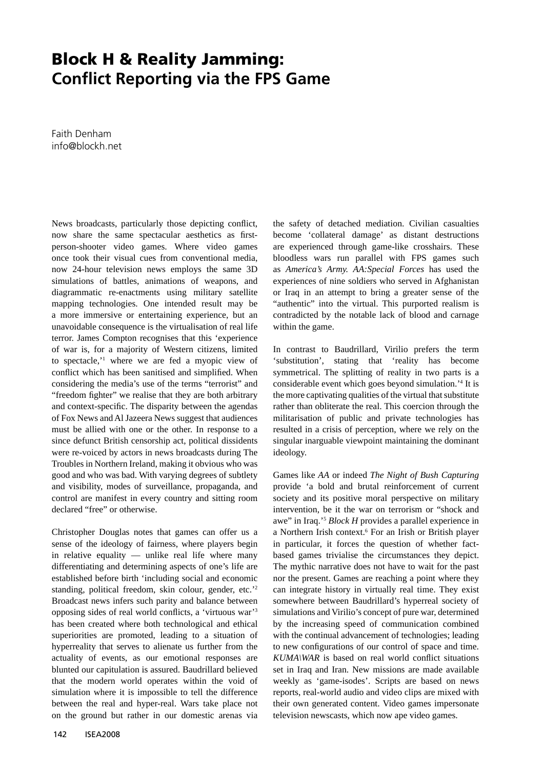# Block H & Reality Jamming: Conflict Reporting via the FPS Game

Faith Denham
info@blockh.net

News broadcasts, particularly those depicting conflict, now share the same spectacular aesthetics as first-person-shooter video games. Where video games once took their visual cues from conventional media, now 24-hour television news employs the same 3D simulations of battles, animations of weapons, and diagrammatic re-enactments using military satellite mapping technologies. One intended result may be a more immersive or entertaining experience, but an unavoidable consequence is the virtualisation of real life terror. James Compton recognises that this 'experience of war is, for a majority of Western citizens, limited to spectacle,'[1] where we are fed a myopic view of conflict which has been sanitised and simplified. When considering the media's use of the terms "terrorist" and "freedom fighter" we realise that they are both arbitrary and context-specific. The disparity between the agendas of Fox News and Al Jazeera News suggest that audiences must be allied with one or the other. In response to a since defunct British censorship act, political dissidents were re-voiced by actors in news broadcasts during The Troubles in Northern Ireland, making it obvious who was good and who was bad. With varying degrees of subtlety and visibility, modes of surveillance, propaganda, and control are manifest in every country and sitting room declared "free" or otherwise.

Christopher Douglas notes that games can offer us a sense of the ideology of fairness, where players begin in relative equality — unlike real life where many differentiating and determining aspects of one's life are established before birth 'including social and economic standing, political freedom, skin colour, gender, etc.'[2] Broadcast news infers such parity and balance between opposing sides of real world conflicts, a 'virtuous war'[3] has been created where both technological and ethical superiorities are promoted, leading to a situation of hyperreality that serves to alienate us further from the actuality of events, as our emotional responses are blunted our capitulation is assured. Baudrillard believed that the modern world operates within the void of simulation where it is impossible to tell the difference between the real and hyper-real. Wars take place not on the ground but rather in our domestic arenas via the safety of detached mediation. Civilian casualties become 'collateral damage' as distant destructions are experienced through game-like crosshairs. These bloodless wars run parallel with FPS games such as *America's Army. AA:Special Forces* has used the experiences of nine soldiers who served in Afghanistan or Iraq in an attempt to bring a greater sense of the "authentic" into the virtual. This purported realism is contradicted by the notable lack of blood and carnage within the game.

In contrast to Baudrillard, Virilio prefers the term 'substitution', stating that 'reality has become symmetrical. The splitting of reality in two parts is a considerable event which goes beyond simulation.'[4] It is the more captivating qualities of the virtual that substitute rather than obliterate the real. This coercion through the militarisation of public and private technologies has resulted in a crisis of perception, where we rely on the singular inarguable viewpoint maintaining the dominant ideology.

Games like *AA* or indeed *The Night of Bush Capturing* provide 'a bold and brutal reinforcement of current society and its positive moral perspective on military intervention, be it the war on terrorism or "shock and awe" in Iraq.'[5] *Block H* provides a parallel experience in a Northern Irish context.[6] For an Irish or British player in particular, it forces the question of whether fact-based games trivialise the circumstances they depict. The mythic narrative does not have to wait for the past nor the present. Games are reaching a point where they can integrate history in virtually real time. They exist somewhere between Baudrillard's hyperreal society of simulations and Virilio's concept of pure war, determined by the increasing speed of communication combined with the continual advancement of technologies; leading to new configurations of our control of space and time. *KUMA\WAR* is based on real world conflict situations set in Iraq and Iran. New missions are made available weekly as 'game-isodes'. Scripts are based on news reports, real-world audio and video clips are mixed with their own generated content. Video games impersonate television newscasts, which now ape video games.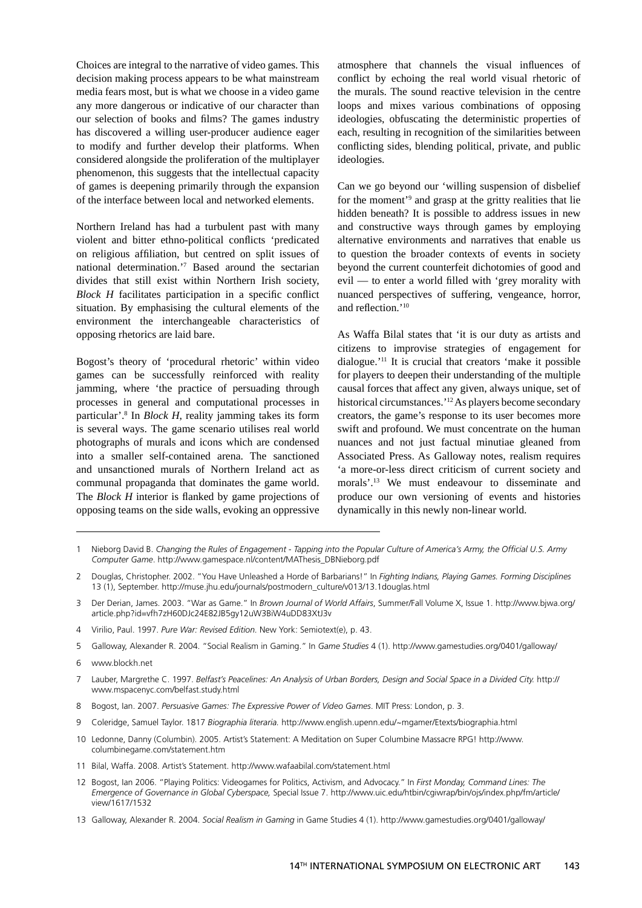Choices are integral to the narrative of video games. This decision making process appears to be what mainstream media fears most, but is what we choose in a video game any more dangerous or indicative of our character than our selection of books and films? The games industry has discovered a willing user-producer audience eager to modify and further develop their platforms. When considered alongside the proliferation of the multiplayer phenomenon, this suggests that the intellectual capacity of games is deepening primarily through the expansion of the interface between local and networked elements.

Northern Ireland has had a turbulent past with many violent and bitter ethno-political conflicts 'predicated on religious affiliation, but centred on split issues of national determination.'[7] Based around the sectarian divides that still exist within Northern Irish society, *Block H* facilitates participation in a specific conflict situation. By emphasising the cultural elements of the environment the interchangeable characteristics of opposing rhetorics are laid bare.

Bogost's theory of 'procedural rhetoric' within video games can be successfully reinforced with reality jamming, where 'the practice of persuading through processes in general and computational processes in particular'.[8] In *Block H*, reality jamming takes its form is several ways. The game scenario utilises real world photographs of murals and icons which are condensed into a smaller self-contained arena. The sanctioned and unsanctioned murals of Northern Ireland act as communal propaganda that dominates the game world. The *Block H* interior is flanked by game projections of opposing teams on the side walls, evoking an oppressive atmosphere that channels the visual influences of conflict by echoing the real world visual rhetoric of the murals. The sound reactive television in the centre loops and mixes various combinations of opposing ideologies, obfuscating the deterministic properties of each, resulting in recognition of the similarities between conflicting sides, blending political, private, and public ideologies.

Can we go beyond our 'willing suspension of disbelief for the moment'[9] and grasp at the gritty realities that lie hidden beneath? It is possible to address issues in new and constructive ways through games by employing alternative environments and narratives that enable us to question the broader contexts of events in society beyond the current counterfeit dichotomies of good and evil — to enter a world filled with 'grey morality with nuanced perspectives of suffering, vengeance, horror, and reflection.'[10]

As Waffa Bilal states that 'it is our duty as artists and citizens to improvise strategies of engagement for dialogue.'[11] It is crucial that creators 'make it possible for players to deepen their understanding of the multiple causal forces that affect any given, always unique, set of historical circumstances.'[12] As players become secondary creators, the game's response to its user becomes more swift and profound. We must concentrate on the human nuances and not just factual minutiae gleaned from Associated Press. As Galloway notes, realism requires 'a more-or-less direct criticism of current society and morals'.[13] We must endeavour to disseminate and produce our own versioning of events and histories dynamically in this newly non-linear world.

---

1 Nieborg David B. *Changing the Rules of Engagement - Tapping into the Popular Culture of America's Army, the Official U.S. Army Computer Game*. http://www.gamespace.nl/content/MAThesis_DBNieborg.pdf

2 Douglas, Christopher. 2002. "You Have Unleashed a Horde of Barbarians!" In *Fighting Indians, Playing Games. Forming Disciplines* 13 (1), September. http://muse.jhu.edu/journals/postmodern_culture/v013/13.1douglas.html

3 Der Derian, James. 2003. "War as Game." In *Brown Journal of World Affairs*, Summer/Fall Volume X, Issue 1. http://www.bjwa.org/article.php?id=vfh7zH60DJc24E82JB5gy12uW3BiW4uDD83XtJ3v

4 Virilio, Paul. 1997. *Pure War: Revised Edition.* New York: Semiotext(e), p. 43.

5 Galloway, Alexander R. 2004. "Social Realism in Gaming." In *Game Studies* 4 (1). http://www.gamestudies.org/0401/galloway/

6 www.blockh.net

7 Lauber, Margrethe C. 1997. *Belfast's Peacelines: An Analysis of Urban Borders, Design and Social Space in a Divided City.* http://www.mspacenyc.com/belfast.study.html

8 Bogost, Ian. 2007. *Persuasive Games: The Expressive Power of Video Games*. MIT Press: London, p. 3.

9 Coleridge, Samuel Taylor. 1817 *Biographia literaria.* http://www.english.upenn.edu/~mgamer/Etexts/biographia.html

10 Ledonne, Danny (Columbin). 2005. Artist's Statement: A Meditation on Super Columbine Massacre RPG! http://www.columbinegame.com/statement.htm

11 Bilal, Waffa. 2008. Artist's Statement. http://www.wafaabilal.com/statement.html

12 Bogost, Ian 2006. "Playing Politics: Videogames for Politics, Activism, and Advocacy." In *First Monday, Command Lines: The Emergence of Governance in Global Cyberspace,* Special Issue 7. http://www.uic.edu/htbin/cgiwrap/bin/ojs/index.php/fm/article/view/1617/1532

13 Galloway, Alexander R. 2004. *Social Realism in Gaming* in Game Studies 4 (1). http://www.gamestudies.org/0401/galloway/